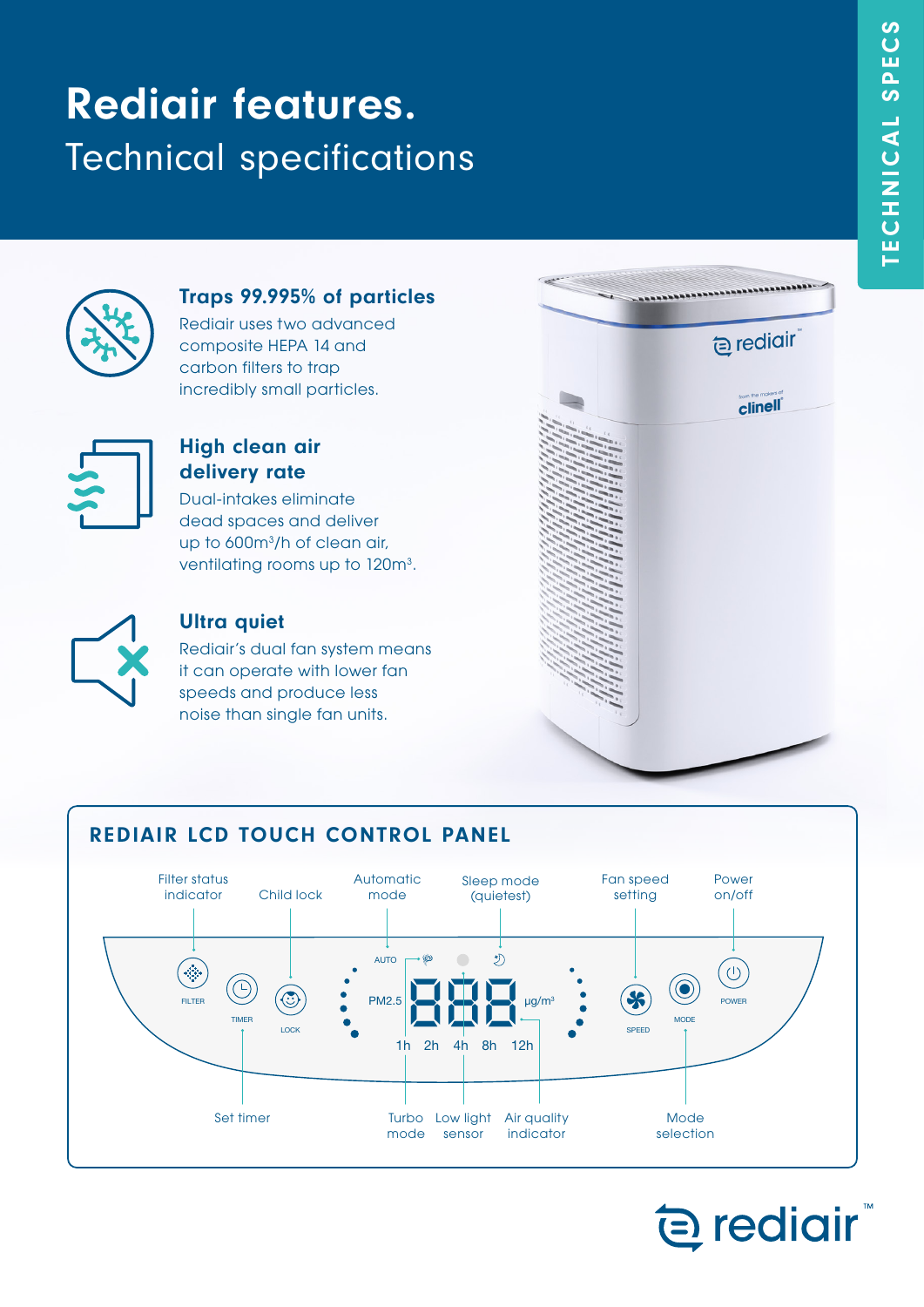# Rediair features.

## Technical specifications

TECHNICAL SPECS

### Traps 99.995% of particles

Rediair uses two advanced composite HEPA 14 and carbon filters to trap incredibly small particles.

### High clean air delivery rate

Dual-intakes eliminate dead spaces and deliver up to 600m$^3$/h of clean air, ventilating rooms up to 120m$^3$.

### Ultra quiet

Rediair's dual fan system means it can operate with lower fan speeds and produce less noise than single fan units.

## REDIAIR LCD TOUCH CONTROL PANEL

- Filter status indicator (FILTER)
- Child lock (LOCK)
- Automatic mode (AUTO)
- Sleep mode (quietest)
- Fan speed setting (SPEED)
- Power on/off (POWER)
- Set timer (TIMER) – 1h, 2h, 4h, 8h, 12h
- Turbo mode
- Low light sensor
- Air quality indicator (PM2.5, μg/m$^3$)
- Mode selection (MODE)

rediair™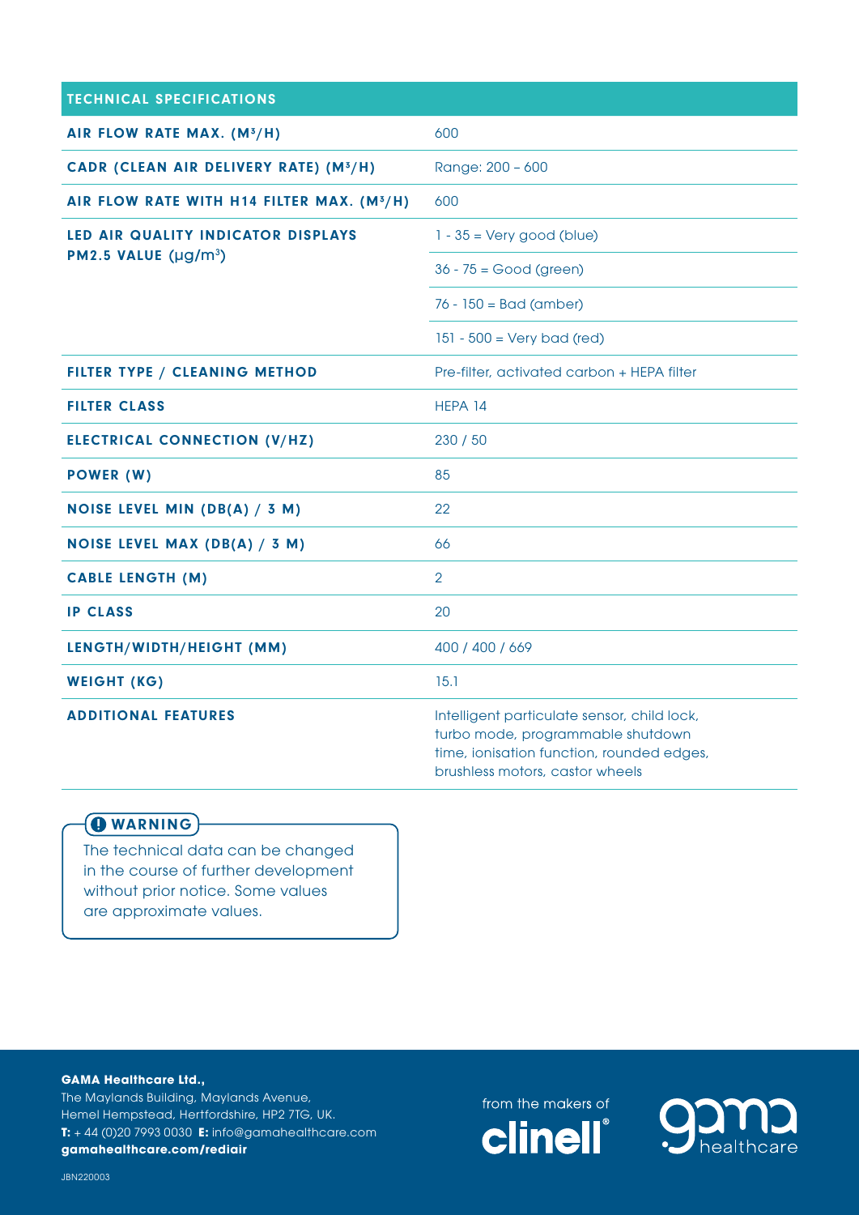| TECHNICAL SPECIFICATIONS | |
|---|---|
| **AIR FLOW RATE MAX. ($M^3$/H)** | 600 |
| **CADR (CLEAN AIR DELIVERY RATE) ($M^3$/H)** | Range: 200 – 600 |
| **AIR FLOW RATE WITH H14 FILTER MAX. ($M^3$/H)** | 600 |
| **LED AIR QUALITY INDICATOR DISPLAYS PM2.5 VALUE (µg/$m^3$)** | 1 - 35 = Very good (blue) |
| | 36 - 75 = Good (green) |
| | 76 - 150 = Bad (amber) |
| | 151 - 500 = Very bad (red) |
| **FILTER TYPE / CLEANING METHOD** | Pre-filter, activated carbon + HEPA filter |
| **FILTER CLASS** | HEPA 14 |
| **ELECTRICAL CONNECTION (V/HZ)** | 230 / 50 |
| **POWER (W)** | 85 |
| **NOISE LEVEL MIN (DB(A) / 3 M)** | 22 |
| **NOISE LEVEL MAX (DB(A) / 3 M)** | 66 |
| **CABLE LENGTH (M)** | 2 |
| **IP CLASS** | 20 |
| **LENGTH/WIDTH/HEIGHT (MM)** | 400 / 400 / 669 |
| **WEIGHT (KG)** | 15.1 |
| **ADDITIONAL FEATURES** | Intelligent particulate sensor, child lock, turbo mode, programmable shutdown time, ionisation function, rounded edges, brushless motors, castor wheels |

**WARNING**

The technical data can be changed in the course of further development without prior notice. Some values are approximate values.

**GAMA Healthcare Ltd.,**
The Maylands Building, Maylands Avenue,
Hemel Hempstead, Hertfordshire, HP2 7TG, UK.
**T:** + 44 (0)20 7993 0030 **E:** info@gamahealthcare.com
**gamahealthcare.com/rediair**

from the makers of clinell®

gama healthcare

JBN220003